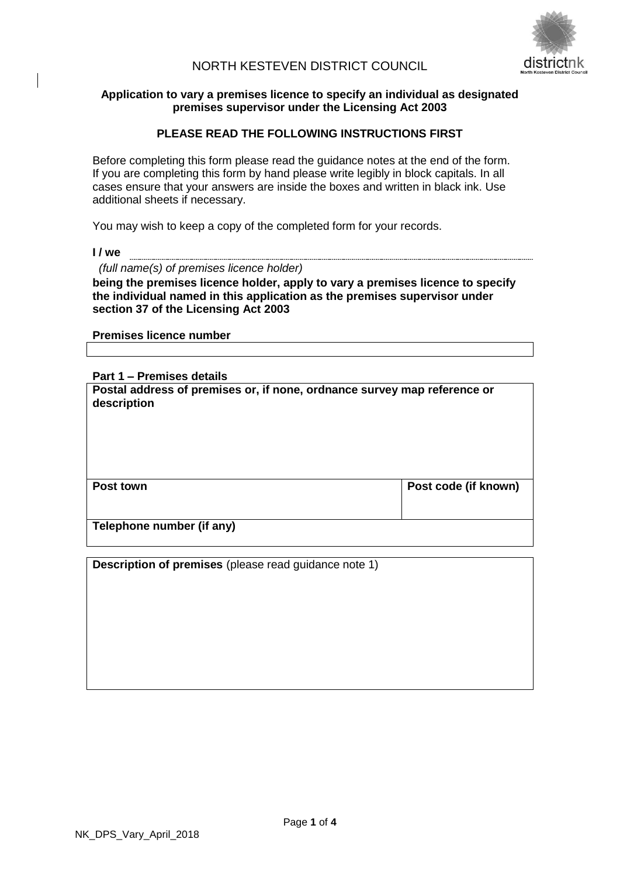# NORTH KESTEVEN DISTRICT COUNCIL

### Application to vary a premises licence to specify an individual as designated premises supervisor under the Licensing Act 2003

### PLEASE READ THE FOLLOWING INSTRUCTIONS FIRST

Before completing this form please read the guidance notes at the end of the form. If you are completing this form by hand please write legibly in block capitals. In all cases ensure that your answers are inside the boxes and written in black ink. Use additional sheets if necessary.

You may wish to keep a copy of the completed form for your records.

**I / we** ..............................................................................................................

*(full name(s) of premises licence holder)*

**being the premises licence holder, apply to vary a premises licence to specify the individual named in this application as the premises supervisor under section 37 of the Licensing Act 2003**

**Premises licence number**

| |
|---|
| |

**Part 1 – Premises details**

| **Postal address of premises or, if none, ordnance survey map reference or description** | |
|---|---|
| | |
| **Post town** | **Post code (if known)** |
| **Telephone number (if any)** | |

| **Description of premises** (please read guidance note 1) |
|---|
| |

NK_DPS_Vary_April_2018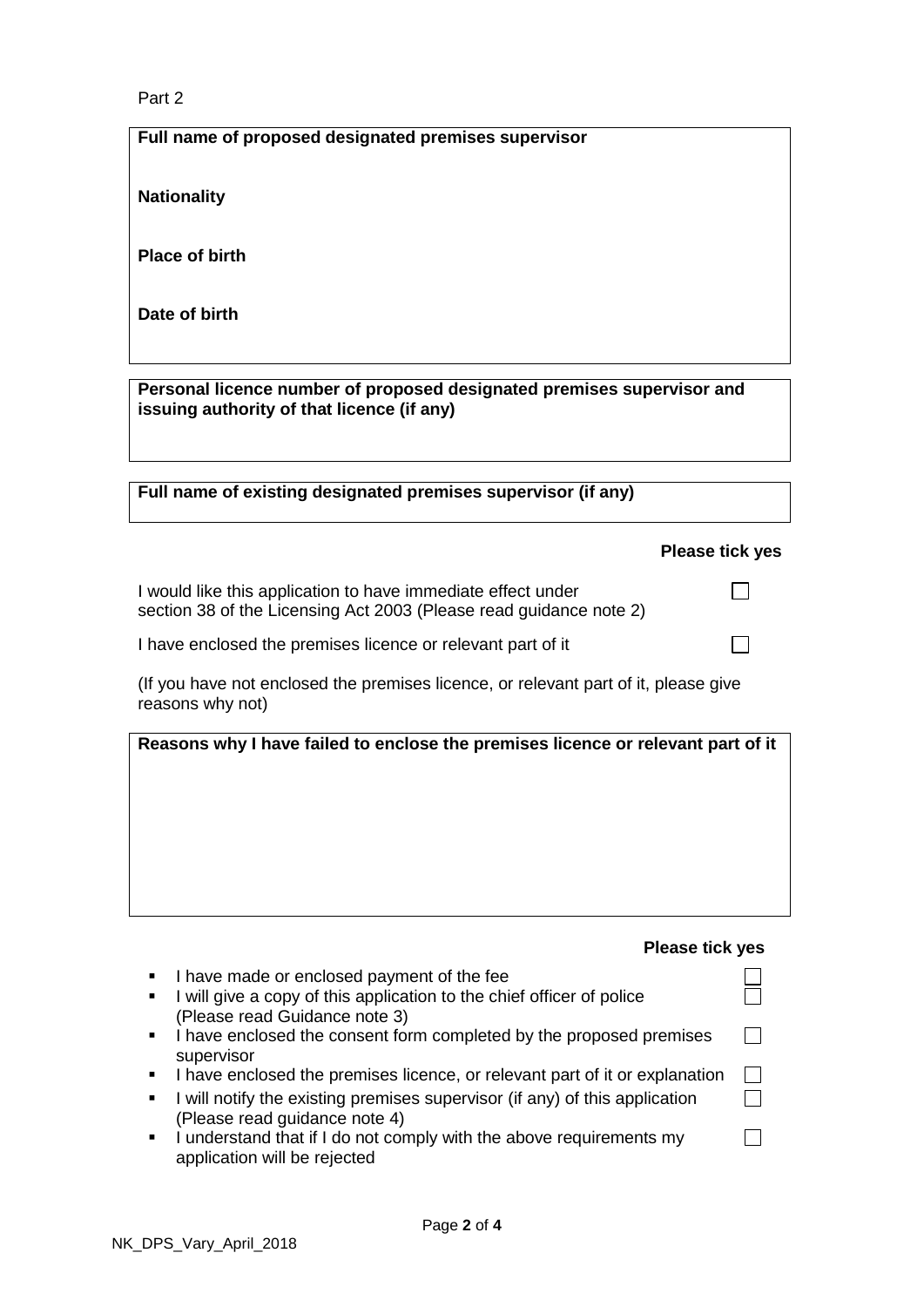Part 2

**Full name of proposed designated premises supervisor**

**Nationality**

**Place of birth**

**Date of birth**

**Personal licence number of proposed designated premises supervisor and issuing authority of that licence (if any)**

**Full name of existing designated premises supervisor (if any)**

| | **Please tick yes** |
|---|---|
| I would like this application to have immediate effect under section 38 of the Licensing Act 2003 (Please read guidance note 2) | ☐ |
| I have enclosed the premises licence or relevant part of it | ☐ |

(If you have not enclosed the premises licence, or relevant part of it, please give reasons why not)

**Reasons why I have failed to enclose the premises licence or relevant part of it**

| | **Please tick yes** |
|---|---|
| ▪ I have made or enclosed payment of the fee | ☐ |
| ▪ I will give a copy of this application to the chief officer of police (Please read Guidance note 3) | ☐ |
| ▪ I have enclosed the consent form completed by the proposed premises supervisor | ☐ |
| ▪ I have enclosed the premises licence, or relevant part of it or explanation | ☐ |
| ▪ I will notify the existing premises supervisor (if any) of this application (Please read guidance note 4) | ☐ |
| ▪ I understand that if I do not comply with the above requirements my application will be rejected | ☐ |

NK_DPS_Vary_April_2018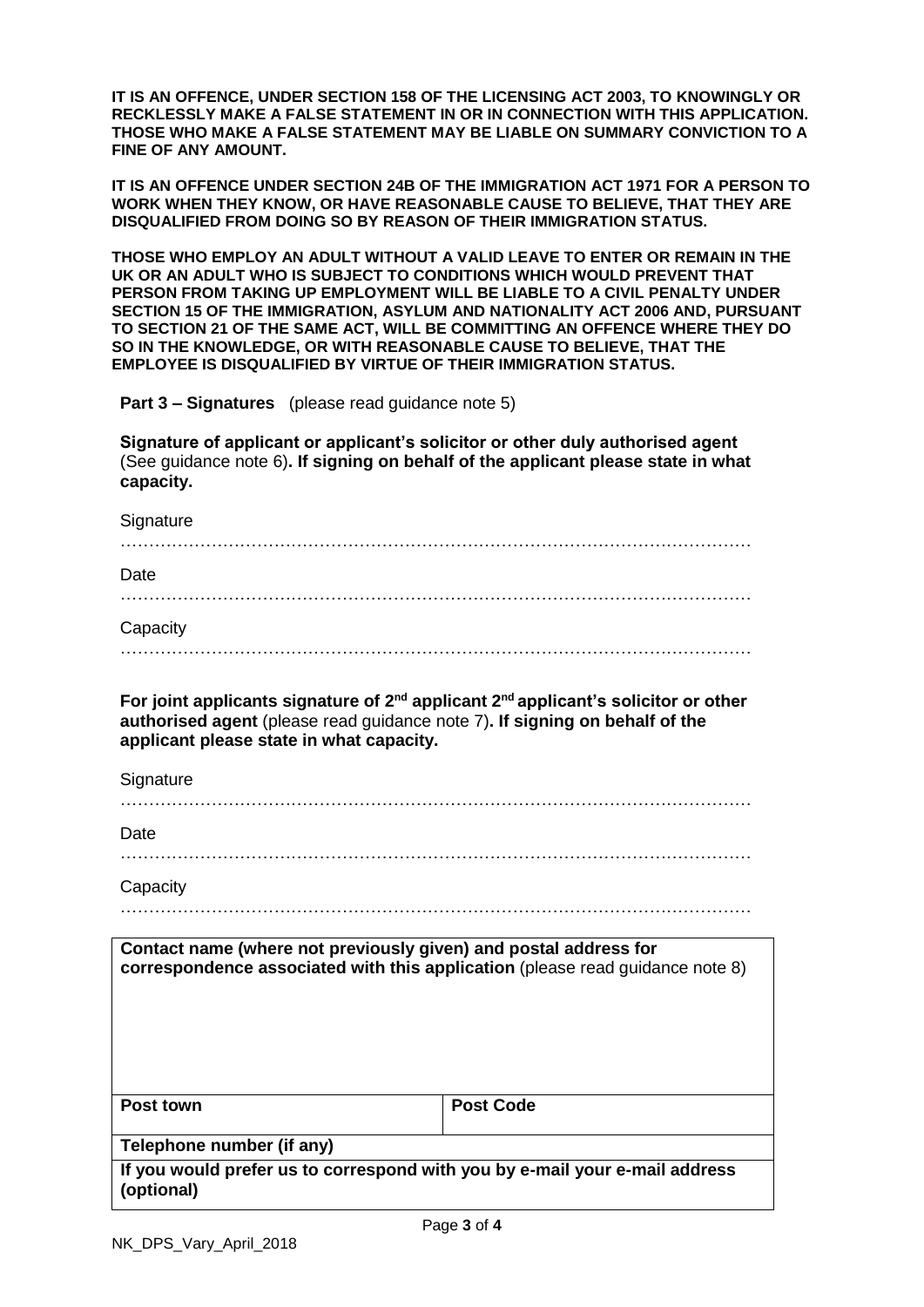**IT IS AN OFFENCE, UNDER SECTION 158 OF THE LICENSING ACT 2003, TO KNOWINGLY OR RECKLESSLY MAKE A FALSE STATEMENT IN OR IN CONNECTION WITH THIS APPLICATION. THOSE WHO MAKE A FALSE STATEMENT MAY BE LIABLE ON SUMMARY CONVICTION TO A FINE OF ANY AMOUNT.**

**IT IS AN OFFENCE UNDER SECTION 24B OF THE IMMIGRATION ACT 1971 FOR A PERSON TO WORK WHEN THEY KNOW, OR HAVE REASONABLE CAUSE TO BELIEVE, THAT THEY ARE DISQUALIFIED FROM DOING SO BY REASON OF THEIR IMMIGRATION STATUS.**

**THOSE WHO EMPLOY AN ADULT WITHOUT A VALID LEAVE TO ENTER OR REMAIN IN THE UK OR AN ADULT WHO IS SUBJECT TO CONDITIONS WHICH WOULD PREVENT THAT PERSON FROM TAKING UP EMPLOYMENT WILL BE LIABLE TO A CIVIL PENALTY UNDER SECTION 15 OF THE IMMIGRATION, ASYLUM AND NATIONALITY ACT 2006 AND, PURSUANT TO SECTION 21 OF THE SAME ACT, WILL BE COMMITTING AN OFFENCE WHERE THEY DO SO IN THE KNOWLEDGE, OR WITH REASONABLE CAUSE TO BELIEVE, THAT THE EMPLOYEE IS DISQUALIFIED BY VIRTUE OF THEIR IMMIGRATION STATUS.**

**Part 3 – Signatures** (please read guidance note 5)

**Signature of applicant or applicant's solicitor or other duly authorised agent** (See guidance note 6)**. If signing on behalf of the applicant please state in what capacity.**

Signature

………………………………………………………………………………………………

Date

………………………………………………………………………………………………

Capacity

………………………………………………………………………………………………

**For joint applicants signature of 2nd applicant 2nd applicant's solicitor or other authorised agent** (please read guidance note 7)**. If signing on behalf of the applicant please state in what capacity.**

Signature

………………………………………………………………………………………………

Date

………………………………………………………………………………………………

Capacity

………………………………………………………………………………………………

| **Contact name (where not previously given) and postal address for correspondence associated with this application** (please read guidance note 8) | |
| --- | --- |
| **Post town** | **Post Code** |
| **Telephone number (if any)** | |
| **If you would prefer us to correspond with you by e-mail your e-mail address (optional)** | |

NK_DPS_Vary_April_2018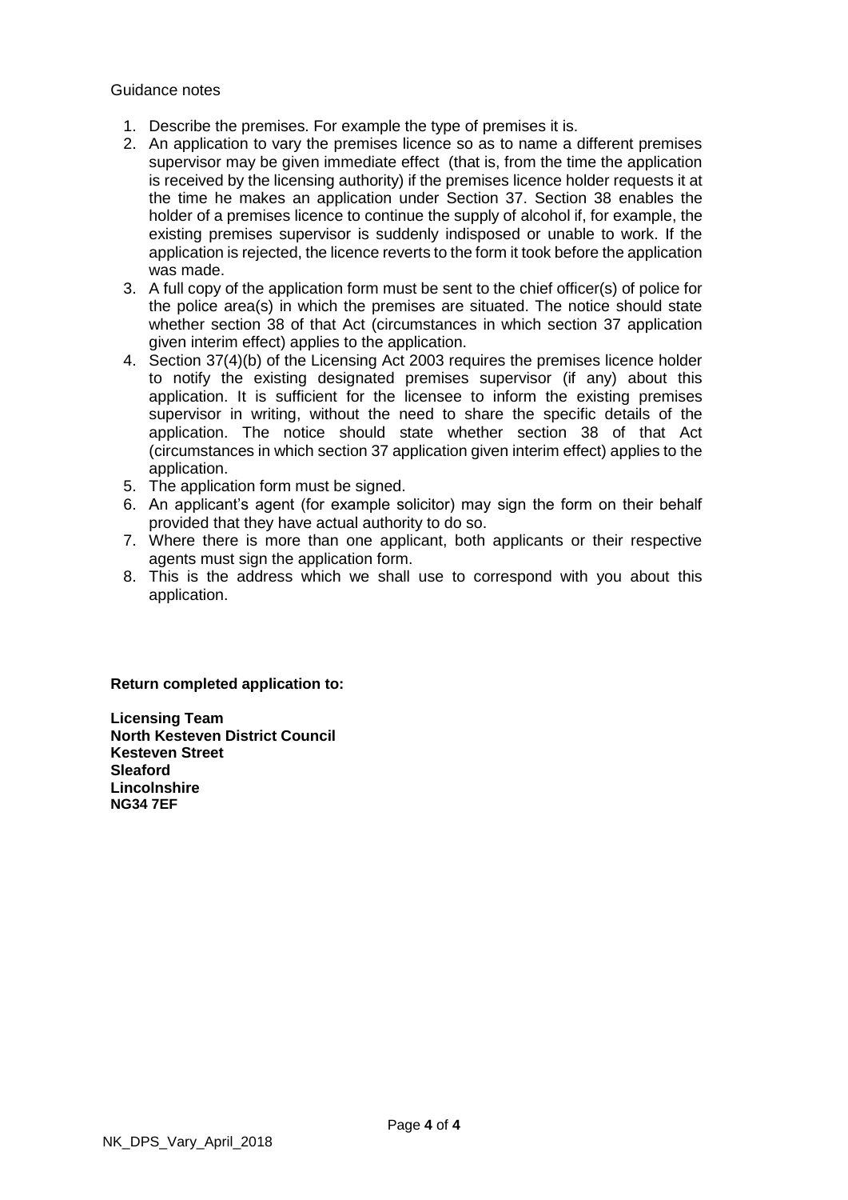Guidance notes

1. Describe the premises. For example the type of premises it is.
2. An application to vary the premises licence so as to name a different premises supervisor may be given immediate effect (that is, from the time the application is received by the licensing authority) if the premises licence holder requests it at the time he makes an application under Section 37. Section 38 enables the holder of a premises licence to continue the supply of alcohol if, for example, the existing premises supervisor is suddenly indisposed or unable to work. If the application is rejected, the licence reverts to the form it took before the application was made.
3. A full copy of the application form must be sent to the chief officer(s) of police for the police area(s) in which the premises are situated. The notice should state whether section 38 of that Act (circumstances in which section 37 application given interim effect) applies to the application.
4. Section 37(4)(b) of the Licensing Act 2003 requires the premises licence holder to notify the existing designated premises supervisor (if any) about this application. It is sufficient for the licensee to inform the existing premises supervisor in writing, without the need to share the specific details of the application. The notice should state whether section 38 of that Act (circumstances in which section 37 application given interim effect) applies to the application.
5. The application form must be signed.
6. An applicant's agent (for example solicitor) may sign the form on their behalf provided that they have actual authority to do so.
7. Where there is more than one applicant, both applicants or their respective agents must sign the application form.
8. This is the address which we shall use to correspond with you about this application.

**Return completed application to:**

**Licensing Team**
**North Kesteven District Council**
**Kesteven Street**
**Sleaford**
**Lincolnshire**
**NG34 7EF**

NK_DPS_Vary_April_2018